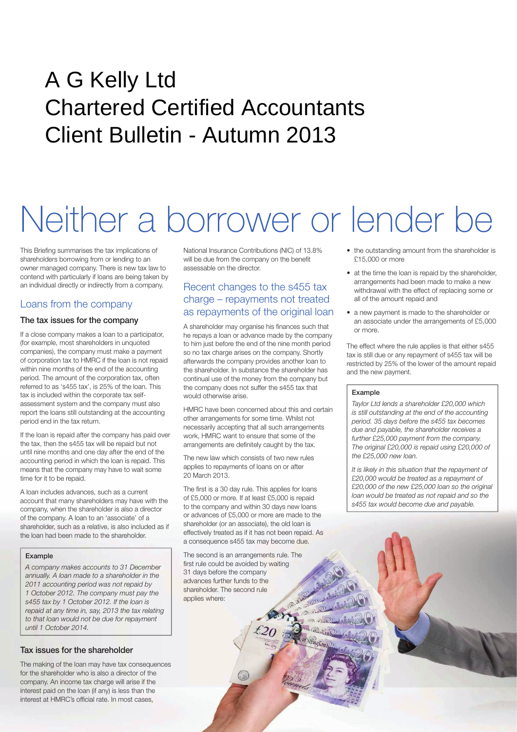# A G Kelly Ltd
# Chartered Certified Accountants
# Client Bulletin - Autumn 2013

# Neither a borrower or lender be

This Briefing summarises the tax implications of shareholders borrowing from or lending to an owner managed company. There is new tax law to contend with particularly if loans are being taken by an individual directly or indirectly from a company.

## Loans from the company

### The tax issues for the company

If a close company makes a loan to a participator, (for example, most shareholders in unquoted companies), the company must make a payment of corporation tax to HMRC if the loan is not repaid within nine months of the end of the accounting period. The amount of the corporation tax, often referred to as 's455 tax', is 25% of the loan. This tax is included within the corporate tax self-assessment system and the company must also report the loans still outstanding at the accounting period end in the tax return.

If the loan is repaid after the company has paid over the tax, then the s455 tax will be repaid but not until nine months and one day after the end of the accounting period in which the loan is repaid. This means that the company may have to wait some time for it to be repaid.

A loan includes advances, such as a current account that many shareholders may have with the company, when the shareholder is also a director of the company. A loan to an 'associate' of a shareholder, such as a relative, is also included as if the loan had been made to the shareholder.

> **Example**
>
> *A company makes accounts to 31 December annually. A loan made to a shareholder in the 2011 accounting period was not repaid by 1 October 2012. The company must pay the s455 tax by 1 October 2012. If the loan is repaid at any time in, say, 2013 the tax relating to that loan would not be due for repayment until 1 October 2014.*

### Tax issues for the shareholder

The making of the loan may have tax consequences for the shareholder who is also a director of the company. An income tax charge will arise if the interest paid on the loan (if any) is less than the interest at HMRC's official rate. In most cases, National Insurance Contributions (NIC) of 13.8% will be due from the company on the benefit assessable on the director.

## Recent changes to the s455 tax charge – repayments not treated as repayments of the original loan

A shareholder may organise his finances such that he repays a loan or advance made by the company to him just before the end of the nine month period so no tax charge arises on the company. Shortly afterwards the company provides another loan to the shareholder. In substance the shareholder has continual use of the money from the company but the company does not suffer the s455 tax that would otherwise arise.

HMRC have been concerned about this and certain other arrangements for some time. Whilst not necessarily accepting that all such arrangements work, HMRC want to ensure that some of the arrangements are definitely caught by the tax.

The new law which consists of two new rules applies to repayments of loans on or after 20 March 2013.

The first is a 30 day rule. This applies for loans of £5,000 or more. If at least £5,000 is repaid to the company and within 30 days new loans or advances of £5,000 or more are made to the shareholder (or an associate), the old loan is effectively treated as if it has not been repaid. As a consequence s455 tax may become due.

The second is an arrangements rule. The first rule could be avoided by waiting 31 days before the company advances further funds to the shareholder. The second rule applies where:

- the outstanding amount from the shareholder is £15,000 or more
- at the time the loan is repaid by the shareholder, arrangements had been made to make a new withdrawal with the effect of replacing some or all of the amount repaid and
- a new payment is made to the shareholder or an associate under the arrangements of £5,000 or more.

The effect where the rule applies is that either s455 tax is still due or any repayment of s455 tax will be restricted by 25% of the lower of the amount repaid and the new payment.

> **Example**
>
> *Taylor Ltd lends a shareholder £20,000 which is still outstanding at the end of the accounting period. 35 days before the s455 tax becomes due and payable, the shareholder receives a further £25,000 payment from the company. The original £20,000 is repaid using £20,000 of the £25,000 new loan.*
>
> *It is likely in this situation that the repayment of £20,000 would be treated as a repayment of £20,000 of the new £25,000 loan so the original loan would be treated as not repaid and so the s455 tax would become due and payable.*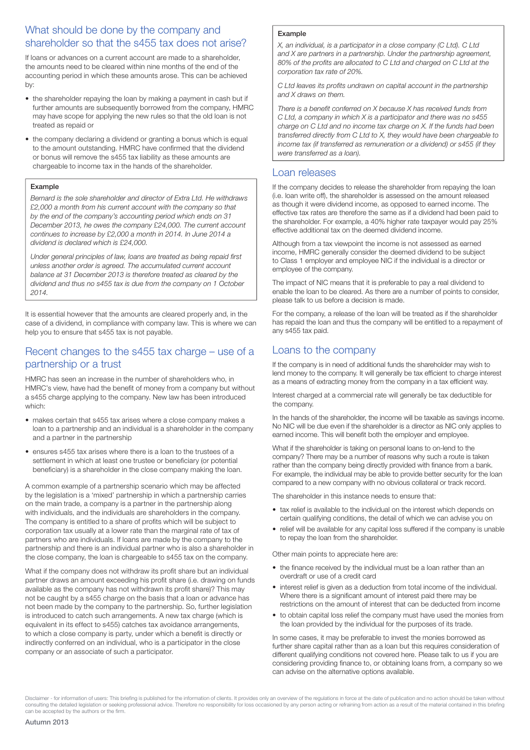## What should be done by the company and shareholder so that the s455 tax does not arise?

If loans or advances on a current account are made to a shareholder, the amounts need to be cleared within nine months of the end of the accounting period in which these amounts arose. This can be achieved by:

- the shareholder repaying the loan by making a payment in cash but if further amounts are subsequently borrowed from the company, HMRC may have scope for applying the new rules so that the old loan is not treated as repaid or
- the company declaring a dividend or granting a bonus which is equal to the amount outstanding. HMRC have confirmed that the dividend or bonus will remove the s455 tax liability as these amounts are chargeable to income tax in the hands of the shareholder.

> **Example**
>
> *Bernard is the sole shareholder and director of Extra Ltd. He withdraws £2,000 a month from his current account with the company so that by the end of the company's accounting period which ends on 31 December 2013, he owes the company £24,000. The current account continues to increase by £2,000 a month in 2014. In June 2014 a dividend is declared which is £24,000.*
>
> *Under general principles of law, loans are treated as being repaid first unless another order is agreed. The accumulated current account balance at 31 December 2013 is therefore treated as cleared by the dividend and thus no s455 tax is due from the company on 1 October 2014.*

It is essential however that the amounts are cleared properly and, in the case of a dividend, in compliance with company law. This is where we can help you to ensure that s455 tax is not payable.

## Recent changes to the s455 tax charge – use of a partnership or a trust

HMRC has seen an increase in the number of shareholders who, in HMRC's view, have had the benefit of money from a company but without a s455 charge applying to the company. New law has been introduced which:

- makes certain that s455 tax arises where a close company makes a loan to a partnership and an individual is a shareholder in the company and a partner in the partnership
- ensures s455 tax arises where there is a loan to the trustees of a settlement in which at least one trustee or beneficiary (or potential beneficiary) is a shareholder in the close company making the loan.

A common example of a partnership scenario which may be affected by the legislation is a 'mixed' partnership in which a partnership carries on the main trade, a company is a partner in the partnership along with individuals, and the individuals are shareholders in the company. The company is entitled to a share of profits which will be subject to corporation tax usually at a lower rate than the marginal rate of tax of partners who are individuals. If loans are made by the company to the partnership and there is an individual partner who is also a shareholder in the close company, the loan is chargeable to s455 tax on the company.

What if the company does not withdraw its profit share but an individual partner draws an amount exceeding his profit share (i.e. drawing on funds available as the company has not withdrawn its profit share)? This may not be caught by a s455 charge on the basis that a loan or advance has not been made by the company to the partnership. So, further legislation is introduced to catch such arrangements. A new tax charge (which is equivalent in its effect to s455) catches tax avoidance arrangements, to which a close company is party, under which a benefit is directly or indirectly conferred on an individual, who is a participator in the close company or an associate of such a participator.

> **Example**
>
> *X, an individual, is a participator in a close company (C Ltd). C Ltd and X are partners in a partnership. Under the partnership agreement, 80% of the profits are allocated to C Ltd and charged on C Ltd at the corporation tax rate of 20%.*
>
> *C Ltd leaves its profits undrawn on capital account in the partnership and X draws on them.*
>
> *There is a benefit conferred on X because X has received funds from C Ltd, a company in which X is a participator and there was no s455 charge on C Ltd and no income tax charge on X. If the funds had been transferred directly from C Ltd to X, they would have been chargeable to income tax (if transferred as remuneration or a dividend) or s455 (if they were transferred as a loan).*

## Loan releases

If the company decides to release the shareholder from repaying the loan (i.e. loan write off), the shareholder is assessed on the amount released as though it were dividend income, as opposed to earned income. The effective tax rates are therefore the same as if a dividend had been paid to the shareholder. For example, a 40% higher rate taxpayer would pay 25% effective additional tax on the deemed dividend income.

Although from a tax viewpoint the income is not assessed as earned income, HMRC generally consider the deemed dividend to be subject to Class 1 employer and employee NIC if the individual is a director or employee of the company.

The impact of NIC means that it is preferable to pay a real dividend to enable the loan to be cleared. As there are a number of points to consider, please talk to us before a decision is made.

For the company, a release of the loan will be treated as if the shareholder has repaid the loan and thus the company will be entitled to a repayment of any s455 tax paid.

## Loans to the company

If the company is in need of additional funds the shareholder may wish to lend money to the company. It will generally be tax efficient to charge interest as a means of extracting money from the company in a tax efficient way.

Interest charged at a commercial rate will generally be tax deductible for the company.

In the hands of the shareholder, the income will be taxable as savings income. No NIC will be due even if the shareholder is a director as NIC only applies to earned income. This will benefit both the employer and employee.

What if the shareholder is taking on personal loans to on-lend to the company? There may be a number of reasons why such a route is taken rather than the company being directly provided with finance from a bank. For example, the individual may be able to provide better security for the loan compared to a new company with no obvious collateral or track record.

The shareholder in this instance needs to ensure that:

- tax relief is available to the individual on the interest which depends on certain qualifying conditions, the detail of which we can advise you on
- relief will be available for any capital loss suffered if the company is unable to repay the loan from the shareholder.

Other main points to appreciate here are:

- the finance received by the individual must be a loan rather than an overdraft or use of a credit card
- interest relief is given as a deduction from total income of the individual. Where there is a significant amount of interest paid there may be restrictions on the amount of interest that can be deducted from income
- to obtain capital loss relief the company must have used the monies from the loan provided by the individual for the purposes of its trade.

In some cases, it may be preferable to invest the monies borrowed as further share capital rather than as a loan but this requires consideration of different qualifying conditions not covered here. Please talk to us if you are considering providing finance to, or obtaining loans from, a company so we can advise on the alternative options available.

Disclaimer - for information of users: This briefing is published for the information of clients. It provides only an overview of the regulations in force at the date of publication and no action should be taken without consulting the detailed legislation or seeking professional advice. Therefore no responsibility for loss occasioned by any person acting or refraining from action as a result of the material contained in this briefing can be accepted by the authors or the firm.

Autumn 2013